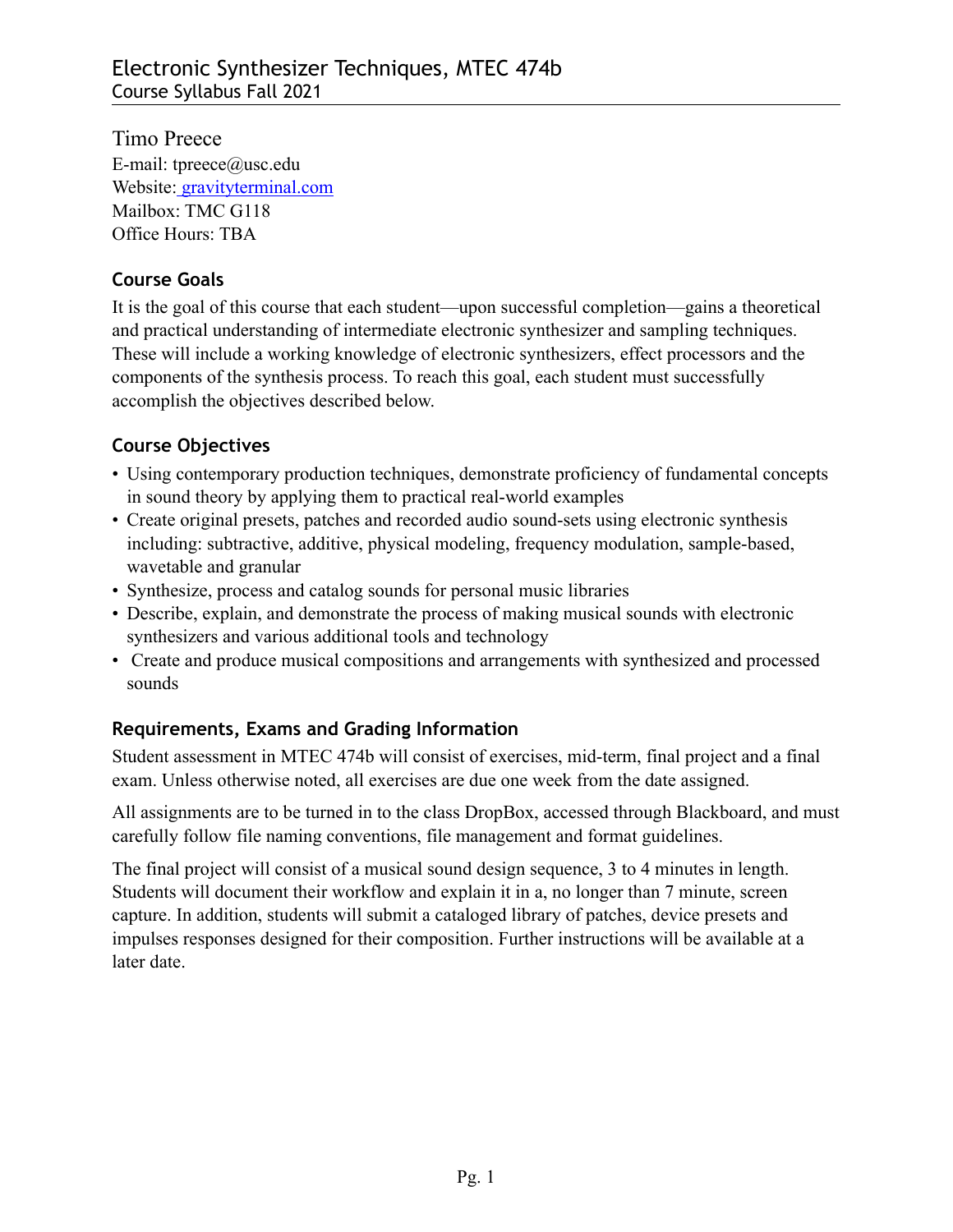# Electronic Synthesizer Techniques, MTEC 474b

Course Syllabus Fall 2021

Timo Preece
E-mail: tpreece@usc.edu
Website: gravityterminal.com
Mailbox: TMC G118
Office Hours: TBA

## Course Goals

It is the goal of this course that each student—upon successful completion—gains a theoretical and practical understanding of intermediate electronic synthesizer and sampling techniques. These will include a working knowledge of electronic synthesizers, effect processors and the components of the synthesis process. To reach this goal, each student must successfully accomplish the objectives described below.

## Course Objectives

- Using contemporary production techniques, demonstrate proficiency of fundamental concepts in sound theory by applying them to practical real-world examples
- Create original presets, patches and recorded audio sound-sets using electronic synthesis including: subtractive, additive, physical modeling, frequency modulation, sample-based, wavetable and granular
- Synthesize, process and catalog sounds for personal music libraries
- Describe, explain, and demonstrate the process of making musical sounds with electronic synthesizers and various additional tools and technology
- Create and produce musical compositions and arrangements with synthesized and processed sounds

## Requirements, Exams and Grading Information

Student assessment in MTEC 474b will consist of exercises, mid-term, final project and a final exam. Unless otherwise noted, all exercises are due one week from the date assigned.

All assignments are to be turned in to the class DropBox, accessed through Blackboard, and must carefully follow file naming conventions, file management and format guidelines.

The final project will consist of a musical sound design sequence, 3 to 4 minutes in length. Students will document their workflow and explain it in a, no longer than 7 minute, screen capture. In addition, students will submit a cataloged library of patches, device presets and impulses responses designed for their composition. Further instructions will be available at a later date.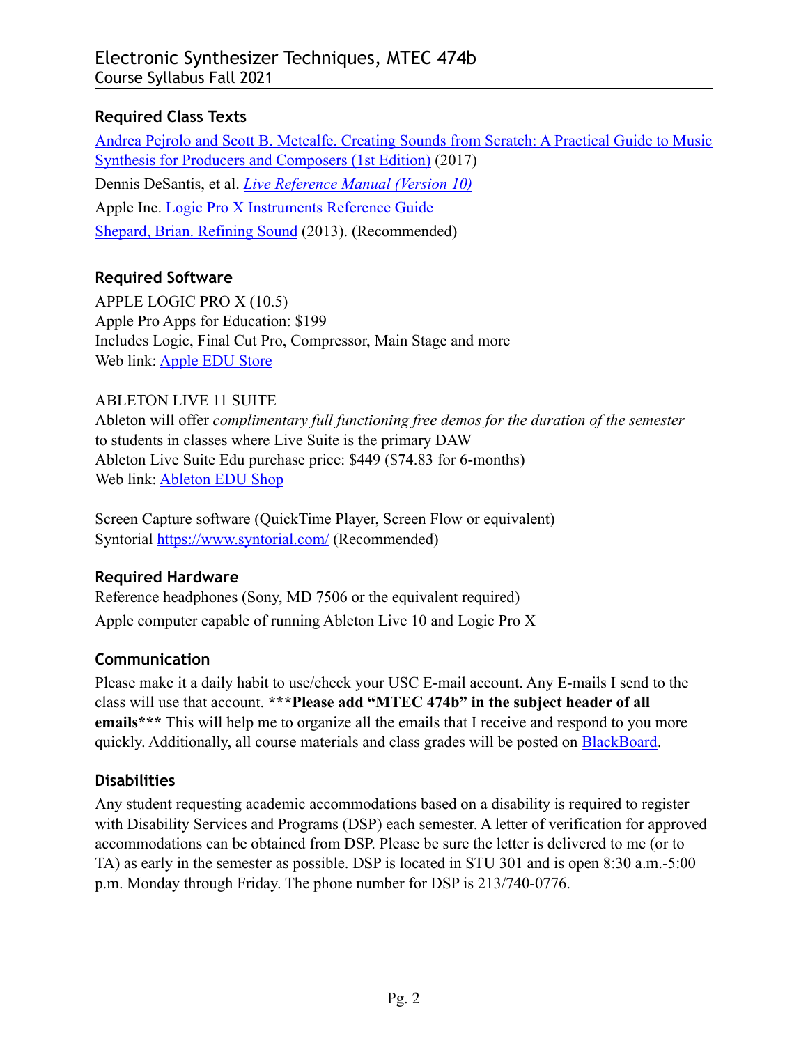## Required Class Texts

Andrea Pejrolo and Scott B. Metcalfe. Creating Sounds from Scratch: A Practical Guide to Music Synthesis for Producers and Composers (1st Edition) (2017)

Dennis DeSantis, et al. *Live Reference Manual (Version 10)*

Apple Inc. Logic Pro X Instruments Reference Guide

Shepard, Brian. Refining Sound (2013). (Recommended)

## Required Software

APPLE LOGIC PRO X (10.5)
Apple Pro Apps for Education: $199
Includes Logic, Final Cut Pro, Compressor, Main Stage and more
Web link: Apple EDU Store

ABLETON LIVE 11 SUITE
Ableton will offer *complimentary full functioning free demos for the duration of the semester* to students in classes where Live Suite is the primary DAW
Ableton Live Suite Edu purchase price: $449 ($74.83 for 6-months)
Web link: Ableton EDU Shop

Screen Capture software (QuickTime Player, Screen Flow or equivalent)
Syntorial https://www.syntorial.com/ (Recommended)

## Required Hardware

Reference headphones (Sony, MD 7506 or the equivalent required)

Apple computer capable of running Ableton Live 10 and Logic Pro X

## Communication

Please make it a daily habit to use/check your USC E-mail account. Any E-mails I send to the class will use that account. **\*\*\*Please add "MTEC 474b" in the subject header of all emails\*\*\*** This will help me to organize all the emails that I receive and respond to you more quickly. Additionally, all course materials and class grades will be posted on BlackBoard.

## Disabilities

Any student requesting academic accommodations based on a disability is required to register with Disability Services and Programs (DSP) each semester. A letter of verification for approved accommodations can be obtained from DSP. Please be sure the letter is delivered to me (or to TA) as early in the semester as possible. DSP is located in STU 301 and is open 8:30 a.m.-5:00 p.m. Monday through Friday. The phone number for DSP is 213/740-0776.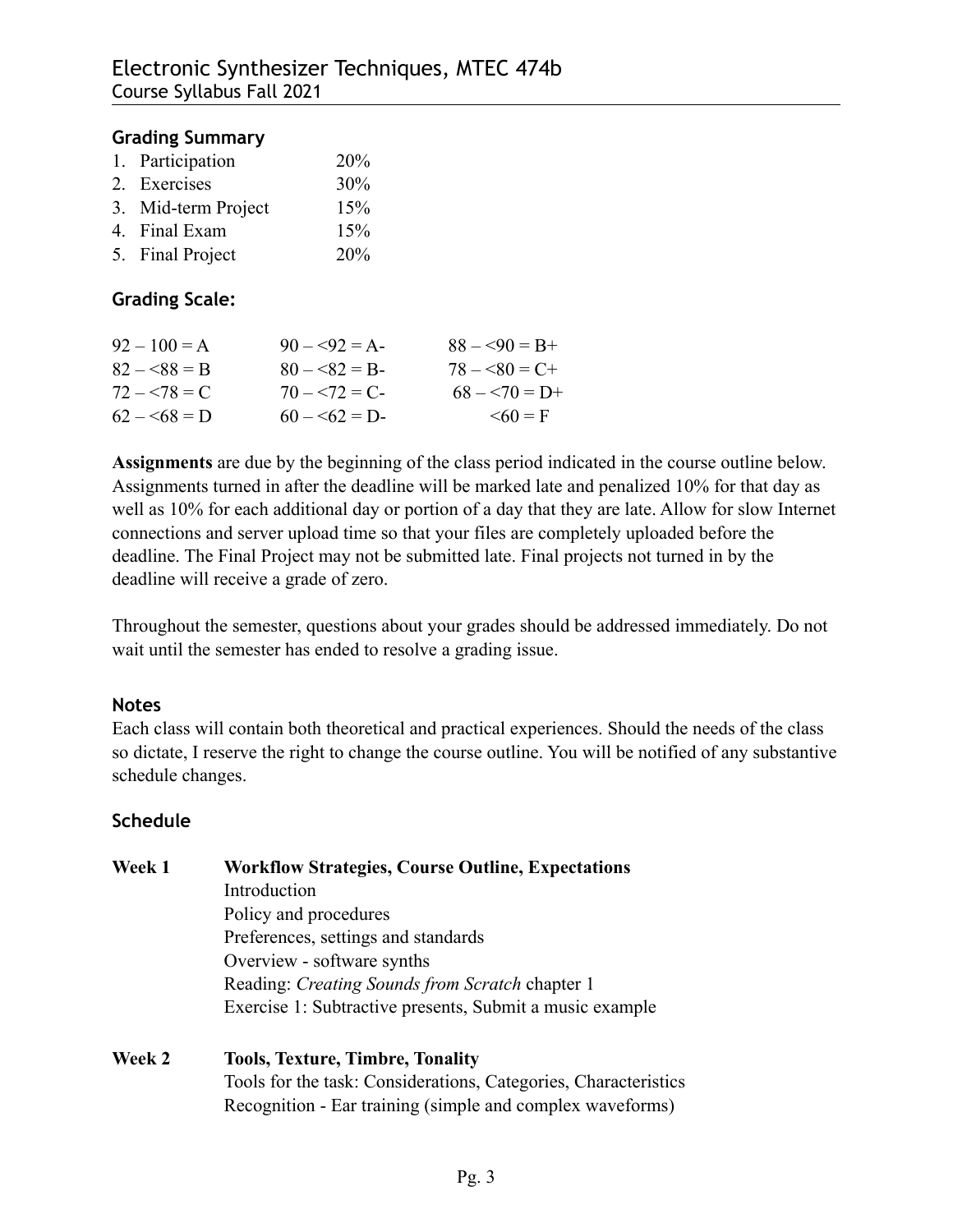## Grading Summary

1. Participation 20%
2. Exercises 30%
3. Mid-term Project 15%
4. Final Exam 15%
5. Final Project 20%

## Grading Scale:

| | | |
|---|---|---|
| 92 – 100 = A | 90 – <92 = A- | 88 – <90 = B+ |
| 82 – <88 = B | 80 – <82 = B- | 78 – <80 = C+ |
| 72 – <78 = C | 70 – <72 = C- | 68 – <70 = D+ |
| 62 – <68 = D | 60 – <62 = D- | <60 = F |

**Assignments** are due by the beginning of the class period indicated in the course outline below. Assignments turned in after the deadline will be marked late and penalized 10% for that day as well as 10% for each additional day or portion of a day that they are late. Allow for slow Internet connections and server upload time so that your files are completely uploaded before the deadline. The Final Project may not be submitted late. Final projects not turned in by the deadline will receive a grade of zero.

Throughout the semester, questions about your grades should be addressed immediately. Do not wait until the semester has ended to resolve a grading issue.

## Notes

Each class will contain both theoretical and practical experiences. Should the needs of the class so dictate, I reserve the right to change the course outline. You will be notified of any substantive schedule changes.

## Schedule

**Week 1** **Workflow Strategies, Course Outline, Expectations**

Introduction
Policy and procedures
Preferences, settings and standards
Overview - software synths
Reading: *Creating Sounds from Scratch* chapter 1
Exercise 1: Subtractive presents, Submit a music example

**Week 2** **Tools, Texture, Timbre, Tonality**

Tools for the task: Considerations, Categories, Characteristics
Recognition - Ear training (simple and complex waveforms)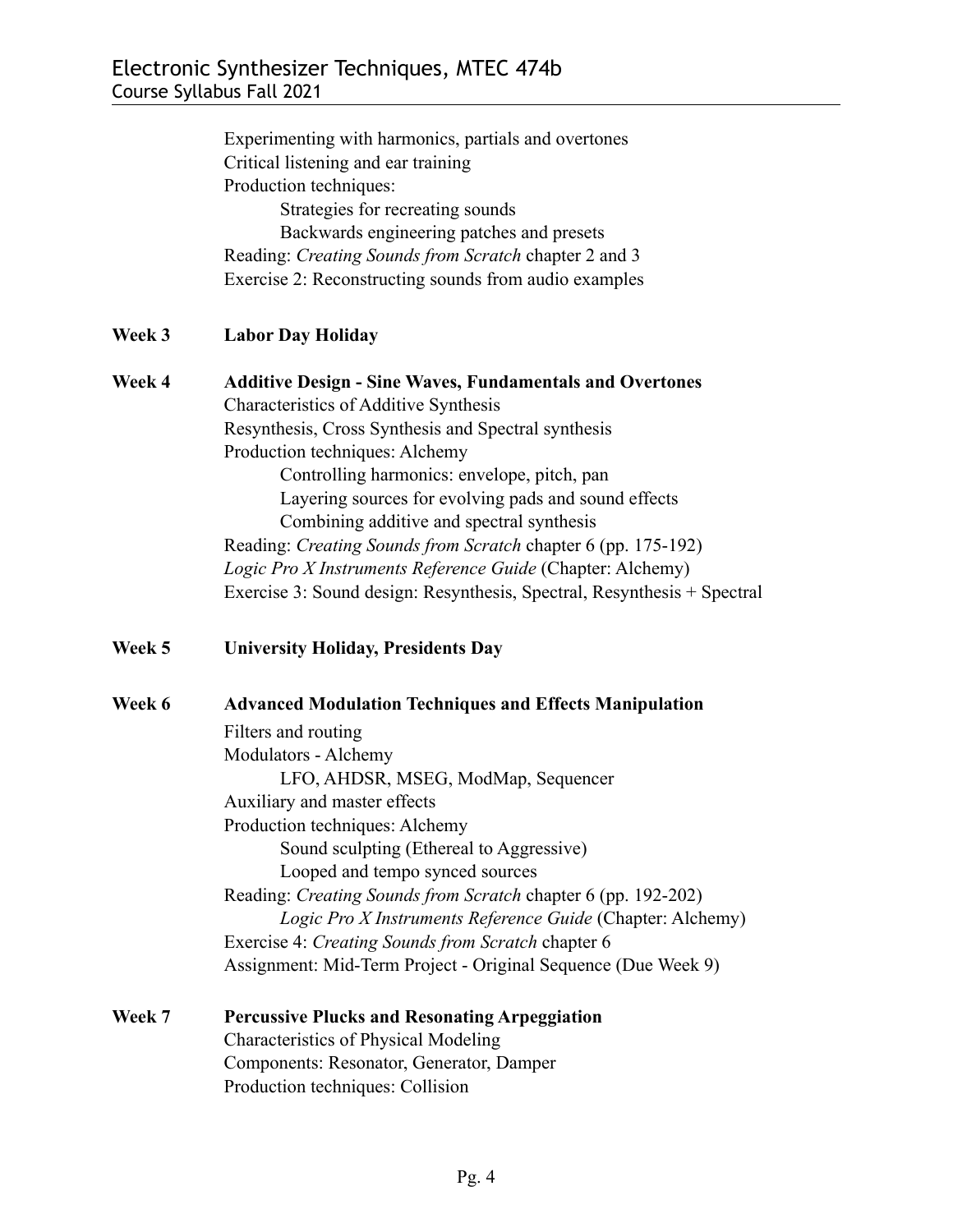Experimenting with harmonics, partials and overtones
Critical listening and ear training
Production techniques:
- Strategies for recreating sounds
- Backwards engineering patches and presets

Reading: *Creating Sounds from Scratch* chapter 2 and 3
Exercise 2: Reconstructing sounds from audio examples

**Week 3** **Labor Day Holiday**

**Week 4** **Additive Design - Sine Waves, Fundamentals and Overtones**

Characteristics of Additive Synthesis
Resynthesis, Cross Synthesis and Spectral synthesis
Production techniques: Alchemy
- Controlling harmonics: envelope, pitch, pan
- Layering sources for evolving pads and sound effects
- Combining additive and spectral synthesis

Reading: *Creating Sounds from Scratch* chapter 6 (pp. 175-192)
*Logic Pro X Instruments Reference Guide* (Chapter: Alchemy)
Exercise 3: Sound design: Resynthesis, Spectral, Resynthesis + Spectral

**Week 5** **University Holiday, Presidents Day**

**Week 6** **Advanced Modulation Techniques and Effects Manipulation**

Filters and routing
Modulators - Alchemy
- LFO, AHDSR, MSEG, ModMap, Sequencer

Auxiliary and master effects
Production techniques: Alchemy
- Sound sculpting (Ethereal to Aggressive)
- Looped and tempo synced sources

Reading: *Creating Sounds from Scratch* chapter 6 (pp. 192-202)
*Logic Pro X Instruments Reference Guide* (Chapter: Alchemy)
Exercise 4: *Creating Sounds from Scratch* chapter 6
Assignment: Mid-Term Project - Original Sequence (Due Week 9)

**Week 7** **Percussive Plucks and Resonating Arpeggiation**

Characteristics of Physical Modeling
Components: Resonator, Generator, Damper
Production techniques: Collision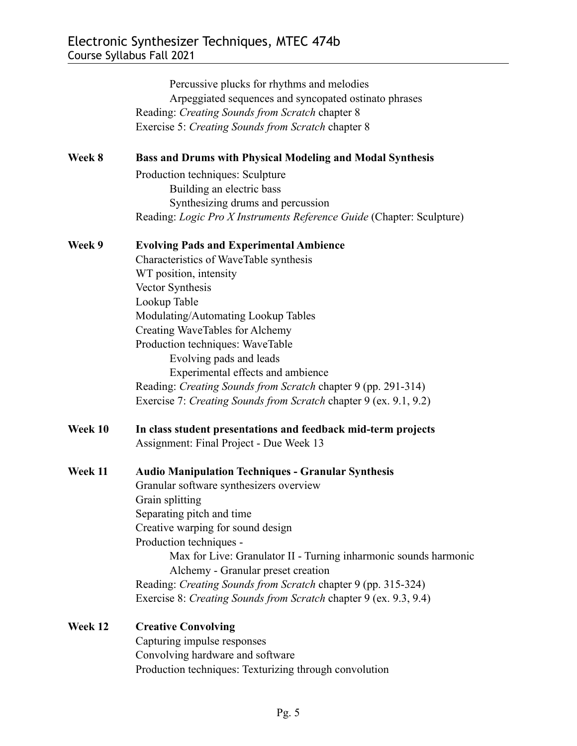Percussive plucks for rhythms and melodies
        Arpeggiated sequences and syncopated ostinato phrases
    Reading: *Creating Sounds from Scratch* chapter 8
    Exercise 5: *Creating Sounds from Scratch* chapter 8

**Week 8** **Bass and Drums with Physical Modeling and Modal Synthesis**

Production techniques: Sculpture
- Building an electric bass
- Synthesizing drums and percussion

Reading: *Logic Pro X Instruments Reference Guide* (Chapter: Sculpture)

**Week 9** **Evolving Pads and Experimental Ambience**

Characteristics of WaveTable synthesis
WT position, intensity
Vector Synthesis
Lookup Table
Modulating/Automating Lookup Tables
Creating WaveTables for Alchemy
Production techniques: WaveTable
- Evolving pads and leads
- Experimental effects and ambience

Reading: *Creating Sounds from Scratch* chapter 9 (pp. 291-314)
Exercise 7: *Creating Sounds from Scratch* chapter 9 (ex. 9.1, 9.2)

**Week 10** **In class student presentations and feedback mid-term projects**

Assignment: Final Project - Due Week 13

**Week 11** **Audio Manipulation Techniques - Granular Synthesis**

Granular software synthesizers overview
Grain splitting
Separating pitch and time
Creative warping for sound design
Production techniques -
- Max for Live: Granulator II - Turning inharmonic sounds harmonic
- Alchemy - Granular preset creation

Reading: *Creating Sounds from Scratch* chapter 9 (pp. 315-324)
Exercise 8: *Creating Sounds from Scratch* chapter 9 (ex. 9.3, 9.4)

**Week 12** **Creative Convolving**

Capturing impulse responses
Convolving hardware and software
Production techniques: Texturizing through convolution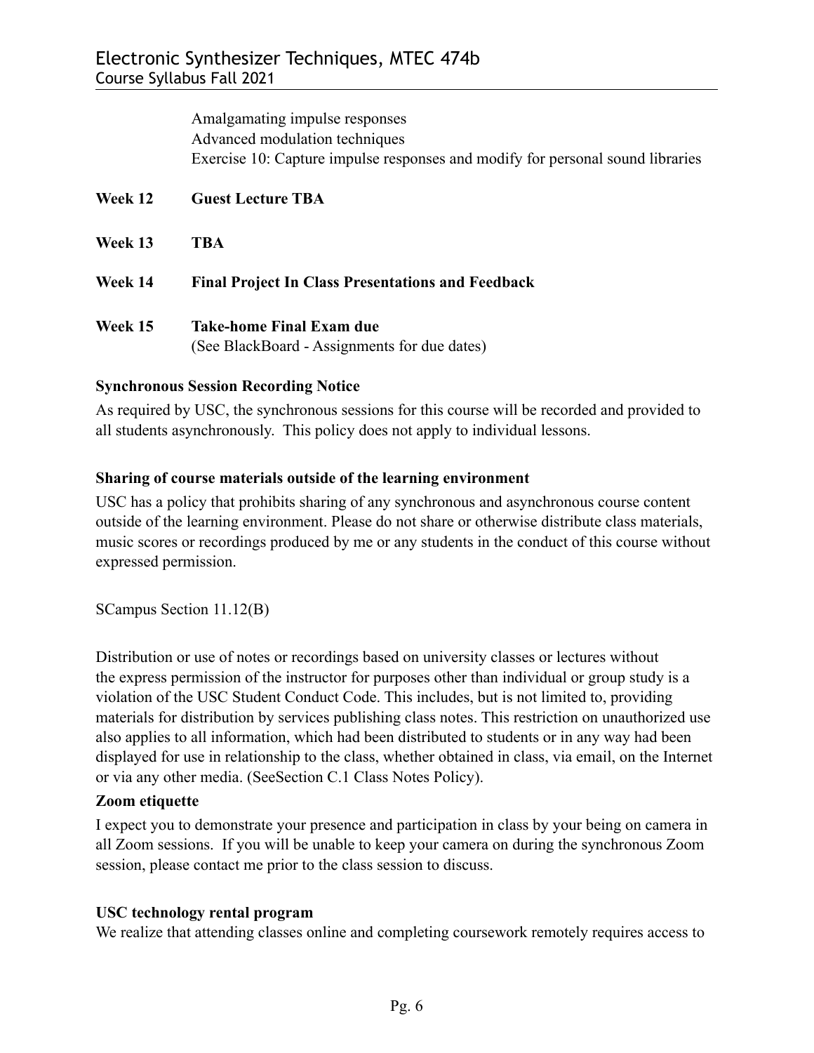Amalgamating impulse responses
Advanced modulation techniques
Exercise 10: Capture impulse responses and modify for personal sound libraries

**Week 12 Guest Lecture TBA**

**Week 13 TBA**

**Week 14 Final Project In Class Presentations and Feedback**

**Week 15 Take-home Final Exam due**
(See BlackBoard - Assignments for due dates)

**Synchronous Session Recording Notice**

As required by USC, the synchronous sessions for this course will be recorded and provided to all students asynchronously. This policy does not apply to individual lessons.

**Sharing of course materials outside of the learning environment**

USC has a policy that prohibits sharing of any synchronous and asynchronous course content outside of the learning environment. Please do not share or otherwise distribute class materials, music scores or recordings produced by me or any students in the conduct of this course without expressed permission.

SCampus Section 11.12(B)

Distribution or use of notes or recordings based on university classes or lectures without the express permission of the instructor for purposes other than individual or group study is a violation of the USC Student Conduct Code. This includes, but is not limited to, providing materials for distribution by services publishing class notes. This restriction on unauthorized use also applies to all information, which had been distributed to students or in any way had been displayed for use in relationship to the class, whether obtained in class, via email, on the Internet or via any other media. (SeeSection C.1 Class Notes Policy).

**Zoom etiquette**

I expect you to demonstrate your presence and participation in class by your being on camera in all Zoom sessions. If you will be unable to keep your camera on during the synchronous Zoom session, please contact me prior to the class session to discuss.

**USC technology rental program**

We realize that attending classes online and completing coursework remotely requires access to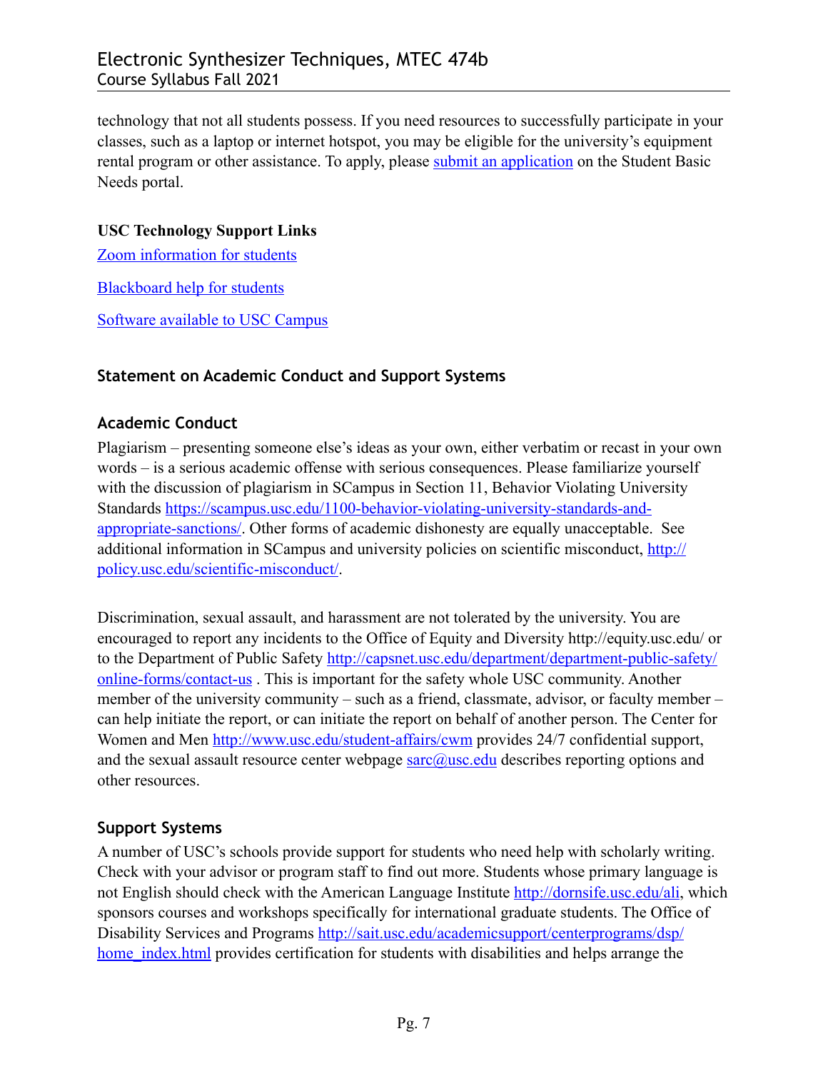technology that not all students possess. If you need resources to successfully participate in your classes, such as a laptop or internet hotspot, you may be eligible for the university's equipment rental program or other assistance. To apply, please [submit an application]() on the Student Basic Needs portal.

**USC Technology Support Links**

[Zoom information for students]()

[Blackboard help for students]()

[Software available to USC Campus]()

## Statement on Academic Conduct and Support Systems

### Academic Conduct

Plagiarism – presenting someone else's ideas as your own, either verbatim or recast in your own words – is a serious academic offense with serious consequences. Please familiarize yourself with the discussion of plagiarism in SCampus in Section 11, Behavior Violating University Standards https://scampus.usc.edu/1100-behavior-violating-university-standards-and-appropriate-sanctions/. Other forms of academic dishonesty are equally unacceptable. See additional information in SCampus and university policies on scientific misconduct, http://policy.usc.edu/scientific-misconduct/.

Discrimination, sexual assault, and harassment are not tolerated by the university. You are encouraged to report any incidents to the Office of Equity and Diversity http://equity.usc.edu/ or to the Department of Public Safety http://capsnet.usc.edu/department/department-public-safety/online-forms/contact-us . This is important for the safety whole USC community. Another member of the university community – such as a friend, classmate, advisor, or faculty member – can help initiate the report, or can initiate the report on behalf of another person. The Center for Women and Men http://www.usc.edu/student-affairs/cwm provides 24/7 confidential support, and the sexual assault resource center webpage sarc@usc.edu describes reporting options and other resources.

### Support Systems

A number of USC's schools provide support for students who need help with scholarly writing. Check with your advisor or program staff to find out more. Students whose primary language is not English should check with the American Language Institute http://dornsife.usc.edu/ali, which sponsors courses and workshops specifically for international graduate students. The Office of Disability Services and Programs http://sait.usc.edu/academicsupport/centerprograms/dsp/home_index.html provides certification for students with disabilities and helps arrange the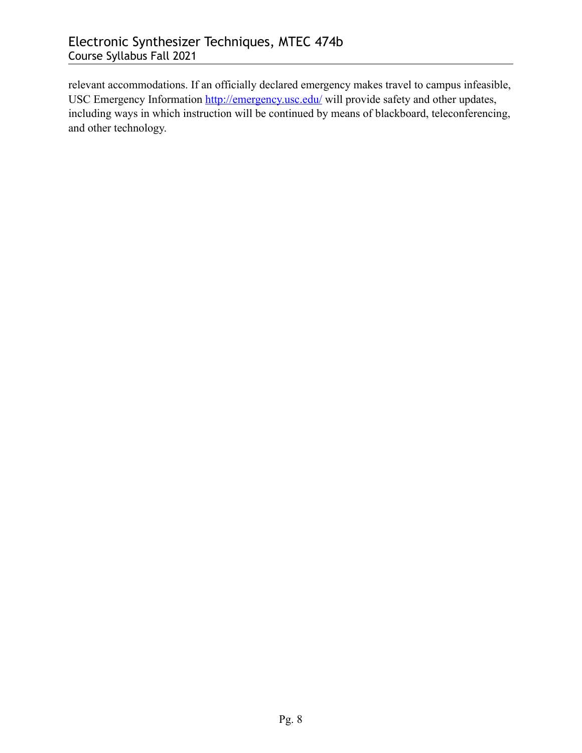relevant accommodations. If an officially declared emergency makes travel to campus infeasible, USC Emergency Information [http://emergency.usc.edu/](http://emergency.usc.edu/) will provide safety and other updates, including ways in which instruction will be continued by means of blackboard, teleconferencing, and other technology.